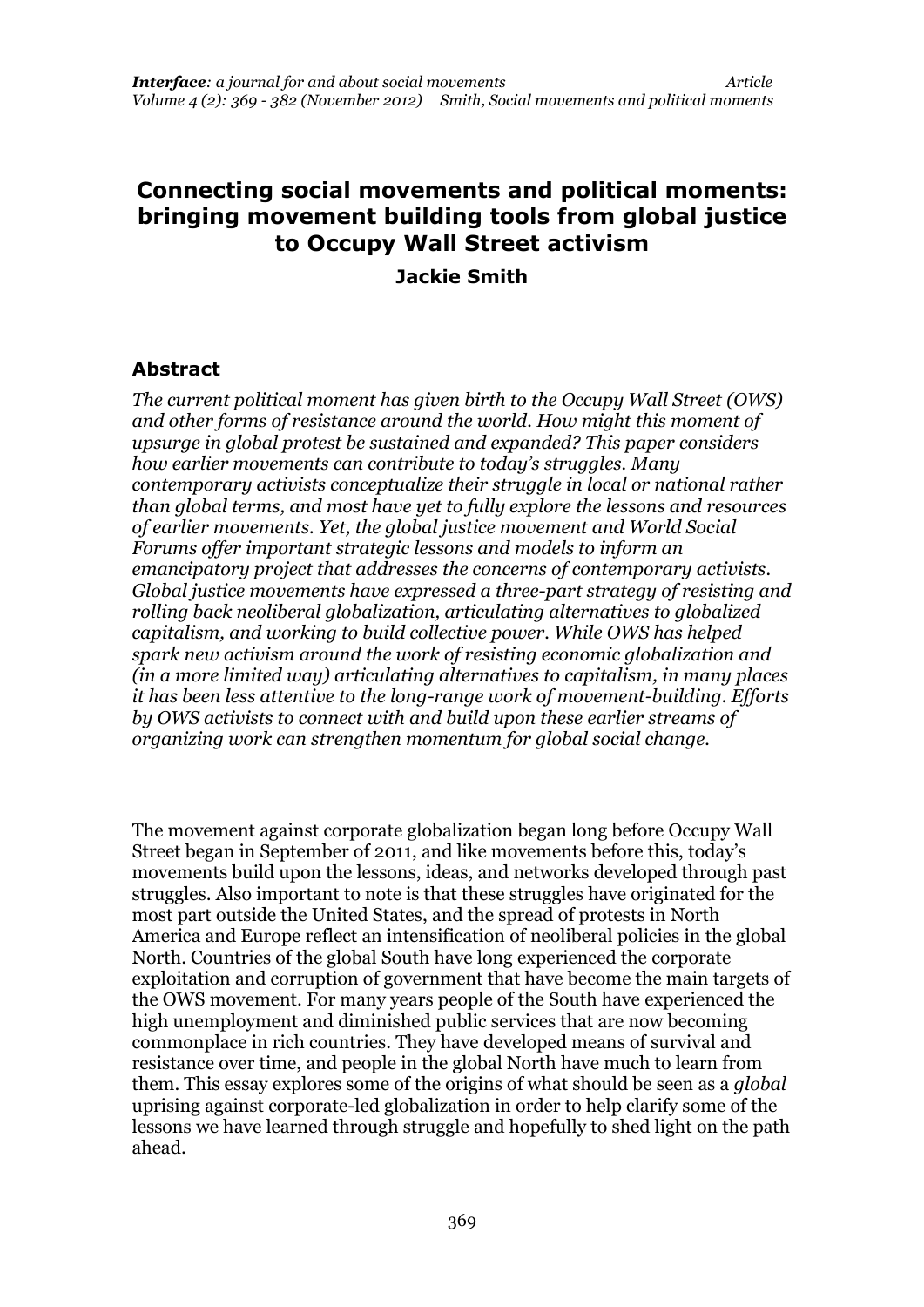# Connecting social movements and political moments: bringing movement building tools from global justice to Occupy Wall Street activism

**Jackie Smith**

## Abstract

*The current political moment has given birth to the Occupy Wall Street (OWS) and other forms of resistance around the world. How might this moment of upsurge in global protest be sustained and expanded? This paper considers how earlier movements can contribute to today's struggles. Many contemporary activists conceptualize their struggle in local or national rather than global terms, and most have yet to fully explore the lessons and resources of earlier movements. Yet, the global justice movement and World Social Forums offer important strategic lessons and models to inform an emancipatory project that addresses the concerns of contemporary activists. Global justice movements have expressed a three-part strategy of resisting and rolling back neoliberal globalization, articulating alternatives to globalized capitalism, and working to build collective power. While OWS has helped spark new activism around the work of resisting economic globalization and (in a more limited way) articulating alternatives to capitalism, in many places it has been less attentive to the long-range work of movement-building. Efforts by OWS activists to connect with and build upon these earlier streams of organizing work can strengthen momentum for global social change.*

The movement against corporate globalization began long before Occupy Wall Street began in September of 2011, and like movements before this, today's movements build upon the lessons, ideas, and networks developed through past struggles. Also important to note is that these struggles have originated for the most part outside the United States, and the spread of protests in North America and Europe reflect an intensification of neoliberal policies in the global North. Countries of the global South have long experienced the corporate exploitation and corruption of government that have become the main targets of the OWS movement. For many years people of the South have experienced the high unemployment and diminished public services that are now becoming commonplace in rich countries. They have developed means of survival and resistance over time, and people in the global North have much to learn from them. This essay explores some of the origins of what should be seen as a *global* uprising against corporate-led globalization in order to help clarify some of the lessons we have learned through struggle and hopefully to shed light on the path ahead.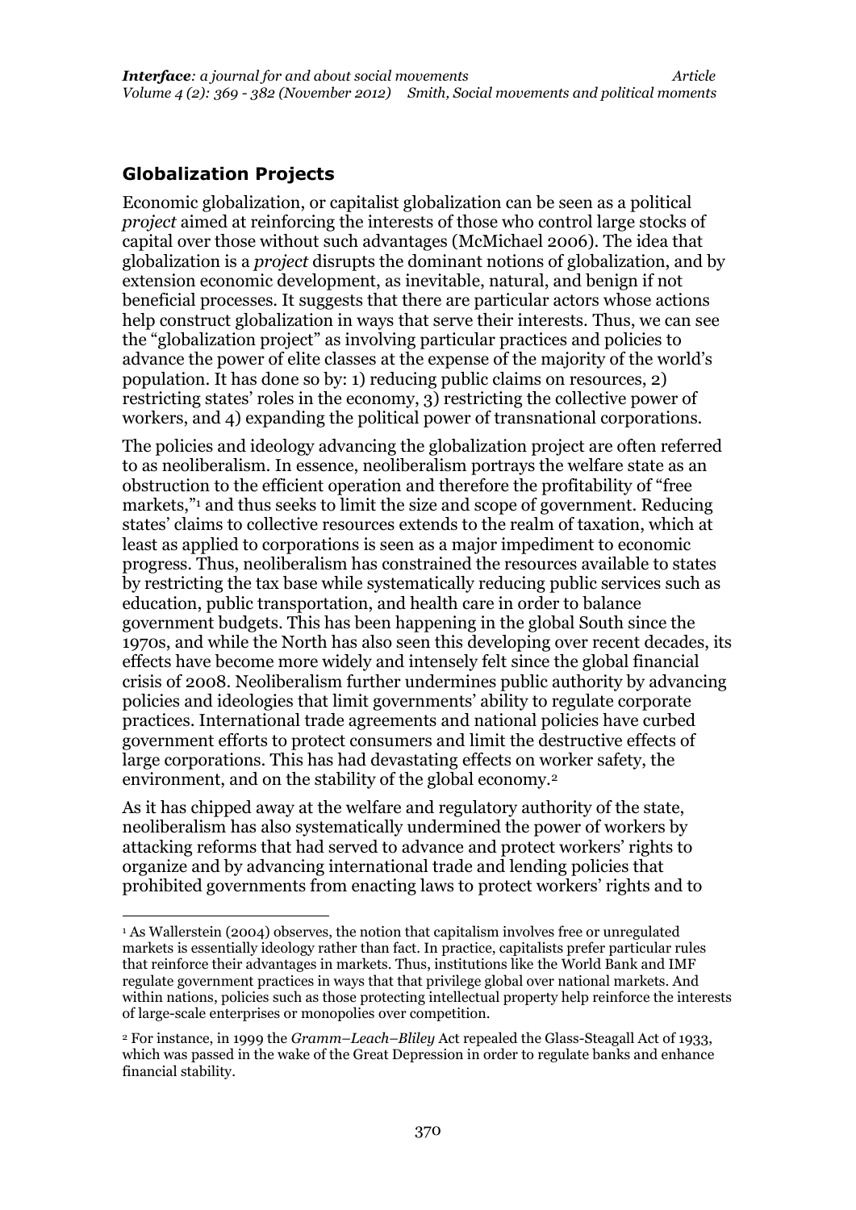## Globalization Projects

Economic globalization, or capitalist globalization can be seen as a political *project* aimed at reinforcing the interests of those who control large stocks of capital over those without such advantages (McMichael 2006). The idea that globalization is a *project* disrupts the dominant notions of globalization, and by extension economic development, as inevitable, natural, and benign if not beneficial processes. It suggests that there are particular actors whose actions help construct globalization in ways that serve their interests. Thus, we can see the "globalization project" as involving particular practices and policies to advance the power of elite classes at the expense of the majority of the world's population. It has done so by: 1) reducing public claims on resources, 2) restricting states' roles in the economy, 3) restricting the collective power of workers, and 4) expanding the political power of transnational corporations.

The policies and ideology advancing the globalization project are often referred to as neoliberalism. In essence, neoliberalism portrays the welfare state as an obstruction to the efficient operation and therefore the profitability of "free markets,"[1] and thus seeks to limit the size and scope of government. Reducing states' claims to collective resources extends to the realm of taxation, which at least as applied to corporations is seen as a major impediment to economic progress. Thus, neoliberalism has constrained the resources available to states by restricting the tax base while systematically reducing public services such as education, public transportation, and health care in order to balance government budgets. This has been happening in the global South since the 1970s, and while the North has also seen this developing over recent decades, its effects have become more widely and intensely felt since the global financial crisis of 2008. Neoliberalism further undermines public authority by advancing policies and ideologies that limit governments' ability to regulate corporate practices. International trade agreements and national policies have curbed government efforts to protect consumers and limit the destructive effects of large corporations. This has had devastating effects on worker safety, the environment, and on the stability of the global economy.[2]

As it has chipped away at the welfare and regulatory authority of the state, neoliberalism has also systematically undermined the power of workers by attacking reforms that had served to advance and protect workers' rights to organize and by advancing international trade and lending policies that prohibited governments from enacting laws to protect workers' rights and to

---

[1] As Wallerstein (2004) observes, the notion that capitalism involves free or unregulated markets is essentially ideology rather than fact. In practice, capitalists prefer particular rules that reinforce their advantages in markets. Thus, institutions like the World Bank and IMF regulate government practices in ways that that privilege global over national markets. And within nations, policies such as those protecting intellectual property help reinforce the interests of large-scale enterprises or monopolies over competition.

[2] For instance, in 1999 the *Gramm–Leach–Bliley* Act repealed the Glass-Steagall Act of 1933, which was passed in the wake of the Great Depression in order to regulate banks and enhance financial stability.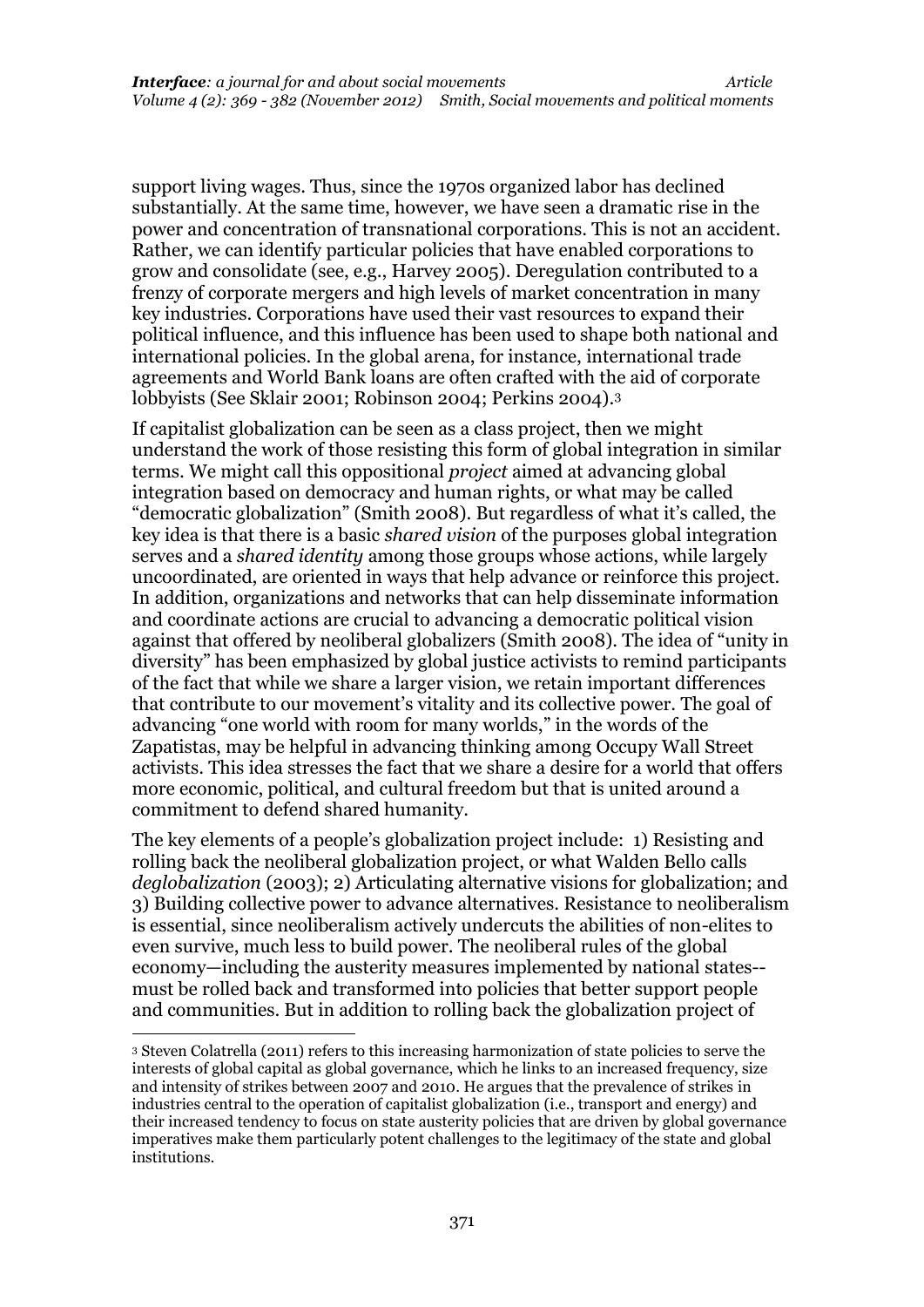support living wages. Thus, since the 1970s organized labor has declined substantially. At the same time, however, we have seen a dramatic rise in the power and concentration of transnational corporations. This is not an accident. Rather, we can identify particular policies that have enabled corporations to grow and consolidate (see, e.g., Harvey 2005). Deregulation contributed to a frenzy of corporate mergers and high levels of market concentration in many key industries. Corporations have used their vast resources to expand their political influence, and this influence has been used to shape both national and international policies. In the global arena, for instance, international trade agreements and World Bank loans are often crafted with the aid of corporate lobbyists (See Sklair 2001; Robinson 2004; Perkins 2004).[3]

If capitalist globalization can be seen as a class project, then we might understand the work of those resisting this form of global integration in similar terms. We might call this oppositional *project* aimed at advancing global integration based on democracy and human rights, or what may be called "democratic globalization" (Smith 2008). But regardless of what it's called, the key idea is that there is a basic *shared vision* of the purposes global integration serves and a *shared identity* among those groups whose actions, while largely uncoordinated, are oriented in ways that help advance or reinforce this project. In addition, organizations and networks that can help disseminate information and coordinate actions are crucial to advancing a democratic political vision against that offered by neoliberal globalizers (Smith 2008). The idea of "unity in diversity" has been emphasized by global justice activists to remind participants of the fact that while we share a larger vision, we retain important differences that contribute to our movement's vitality and its collective power. The goal of advancing "one world with room for many worlds," in the words of the Zapatistas, may be helpful in advancing thinking among Occupy Wall Street activists. This idea stresses the fact that we share a desire for a world that offers more economic, political, and cultural freedom but that is united around a commitment to defend shared humanity.

The key elements of a people's globalization project include: 1) Resisting and rolling back the neoliberal globalization project, or what Walden Bello calls *deglobalization* (2003); 2) Articulating alternative visions for globalization; and 3) Building collective power to advance alternatives. Resistance to neoliberalism is essential, since neoliberalism actively undercuts the abilities of non-elites to even survive, much less to build power. The neoliberal rules of the global economy—including the austerity measures implemented by national states--must be rolled back and transformed into policies that better support people and communities. But in addition to rolling back the globalization project of

[3] Steven Colatrella (2011) refers to this increasing harmonization of state policies to serve the interests of global capital as global governance, which he links to an increased frequency, size and intensity of strikes between 2007 and 2010. He argues that the prevalence of strikes in industries central to the operation of capitalist globalization (i.e., transport and energy) and their increased tendency to focus on state austerity policies that are driven by global governance imperatives make them particularly potent challenges to the legitimacy of the state and global institutions.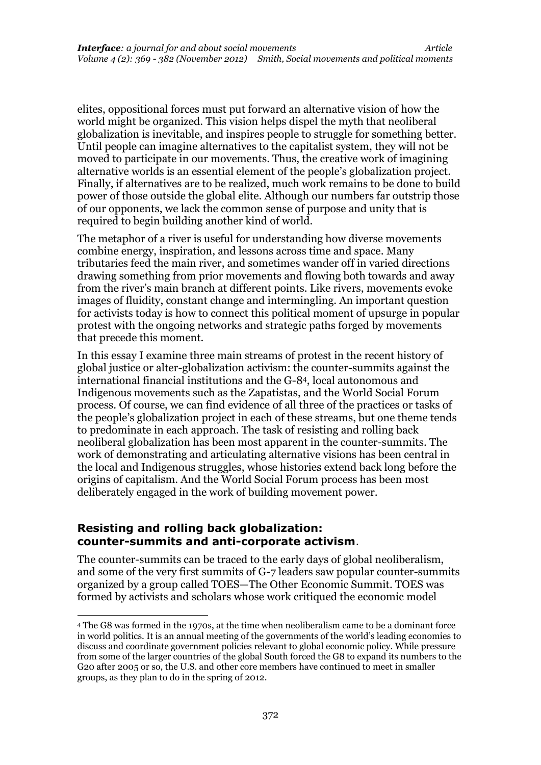elites, oppositional forces must put forward an alternative vision of how the world might be organized. This vision helps dispel the myth that neoliberal globalization is inevitable, and inspires people to struggle for something better. Until people can imagine alternatives to the capitalist system, they will not be moved to participate in our movements. Thus, the creative work of imagining alternative worlds is an essential element of the people's globalization project. Finally, if alternatives are to be realized, much work remains to be done to build power of those outside the global elite. Although our numbers far outstrip those of our opponents, we lack the common sense of purpose and unity that is required to begin building another kind of world.

The metaphor of a river is useful for understanding how diverse movements combine energy, inspiration, and lessons across time and space. Many tributaries feed the main river, and sometimes wander off in varied directions drawing something from prior movements and flowing both towards and away from the river's main branch at different points. Like rivers, movements evoke images of fluidity, constant change and intermingling. An important question for activists today is how to connect this political moment of upsurge in popular protest with the ongoing networks and strategic paths forged by movements that precede this moment.

In this essay I examine three main streams of protest in the recent history of global justice or alter-globalization activism: the counter-summits against the international financial institutions and the G-8[4], local autonomous and Indigenous movements such as the Zapatistas, and the World Social Forum process. Of course, we can find evidence of all three of the practices or tasks of the people's globalization project in each of these streams, but one theme tends to predominate in each approach. The task of resisting and rolling back neoliberal globalization has been most apparent in the counter-summits. The work of demonstrating and articulating alternative visions has been central in the local and Indigenous struggles, whose histories extend back long before the origins of capitalism. And the World Social Forum process has been most deliberately engaged in the work of building movement power.

## Resisting and rolling back globalization: counter-summits and anti-corporate activism.

The counter-summits can be traced to the early days of global neoliberalism, and some of the very first summits of G-7 leaders saw popular counter-summits organized by a group called TOES—The Other Economic Summit. TOES was formed by activists and scholars whose work critiqued the economic model

[4] The G8 was formed in the 1970s, at the time when neoliberalism came to be a dominant force in world politics. It is an annual meeting of the governments of the world's leading economies to discuss and coordinate government policies relevant to global economic policy. While pressure from some of the larger countries of the global South forced the G8 to expand its numbers to the G20 after 2005 or so, the U.S. and other core members have continued to meet in smaller groups, as they plan to do in the spring of 2012.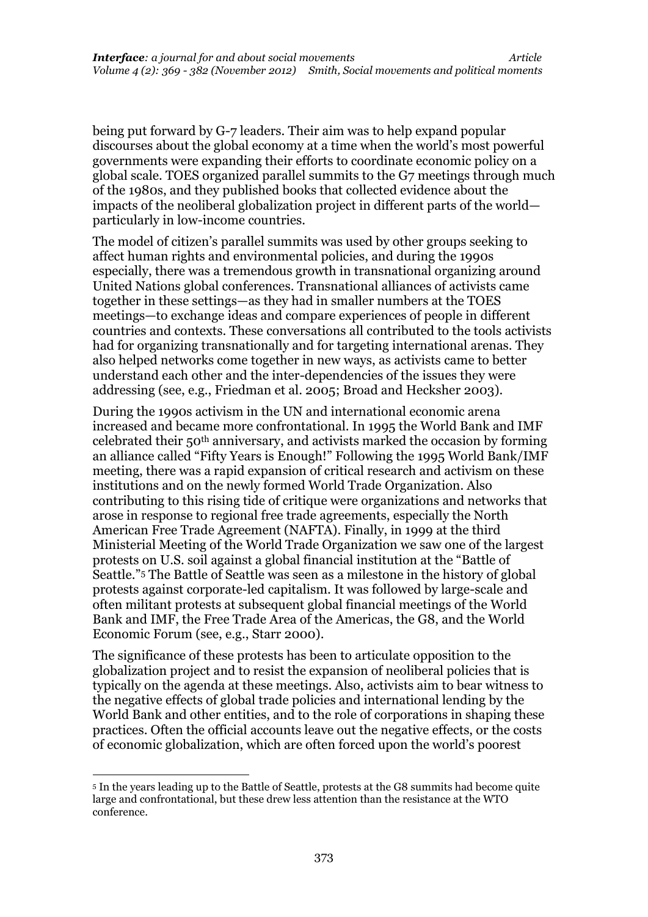being put forward by G-7 leaders. Their aim was to help expand popular discourses about the global economy at a time when the world's most powerful governments were expanding their efforts to coordinate economic policy on a global scale. TOES organized parallel summits to the G7 meetings through much of the 1980s, and they published books that collected evidence about the impacts of the neoliberal globalization project in different parts of the world—particularly in low-income countries.

The model of citizen's parallel summits was used by other groups seeking to affect human rights and environmental policies, and during the 1990s especially, there was a tremendous growth in transnational organizing around United Nations global conferences. Transnational alliances of activists came together in these settings—as they had in smaller numbers at the TOES meetings—to exchange ideas and compare experiences of people in different countries and contexts. These conversations all contributed to the tools activists had for organizing transnationally and for targeting international arenas. They also helped networks come together in new ways, as activists came to better understand each other and the inter-dependencies of the issues they were addressing (see, e.g., Friedman et al. 2005; Broad and Hecksher 2003).

During the 1990s activism in the UN and international economic arena increased and became more confrontational. In 1995 the World Bank and IMF celebrated their 50th anniversary, and activists marked the occasion by forming an alliance called "Fifty Years is Enough!" Following the 1995 World Bank/IMF meeting, there was a rapid expansion of critical research and activism on these institutions and on the newly formed World Trade Organization. Also contributing to this rising tide of critique were organizations and networks that arose in response to regional free trade agreements, especially the North American Free Trade Agreement (NAFTA). Finally, in 1999 at the third Ministerial Meeting of the World Trade Organization we saw one of the largest protests on U.S. soil against a global financial institution at the "Battle of Seattle."[5] The Battle of Seattle was seen as a milestone in the history of global protests against corporate-led capitalism. It was followed by large-scale and often militant protests at subsequent global financial meetings of the World Bank and IMF, the Free Trade Area of the Americas, the G8, and the World Economic Forum (see, e.g., Starr 2000).

The significance of these protests has been to articulate opposition to the globalization project and to resist the expansion of neoliberal policies that is typically on the agenda at these meetings. Also, activists aim to bear witness to the negative effects of global trade policies and international lending by the World Bank and other entities, and to the role of corporations in shaping these practices. Often the official accounts leave out the negative effects, or the costs of economic globalization, which are often forced upon the world's poorest

---

[5] In the years leading up to the Battle of Seattle, protests at the G8 summits had become quite large and confrontational, but these drew less attention than the resistance at the WTO conference.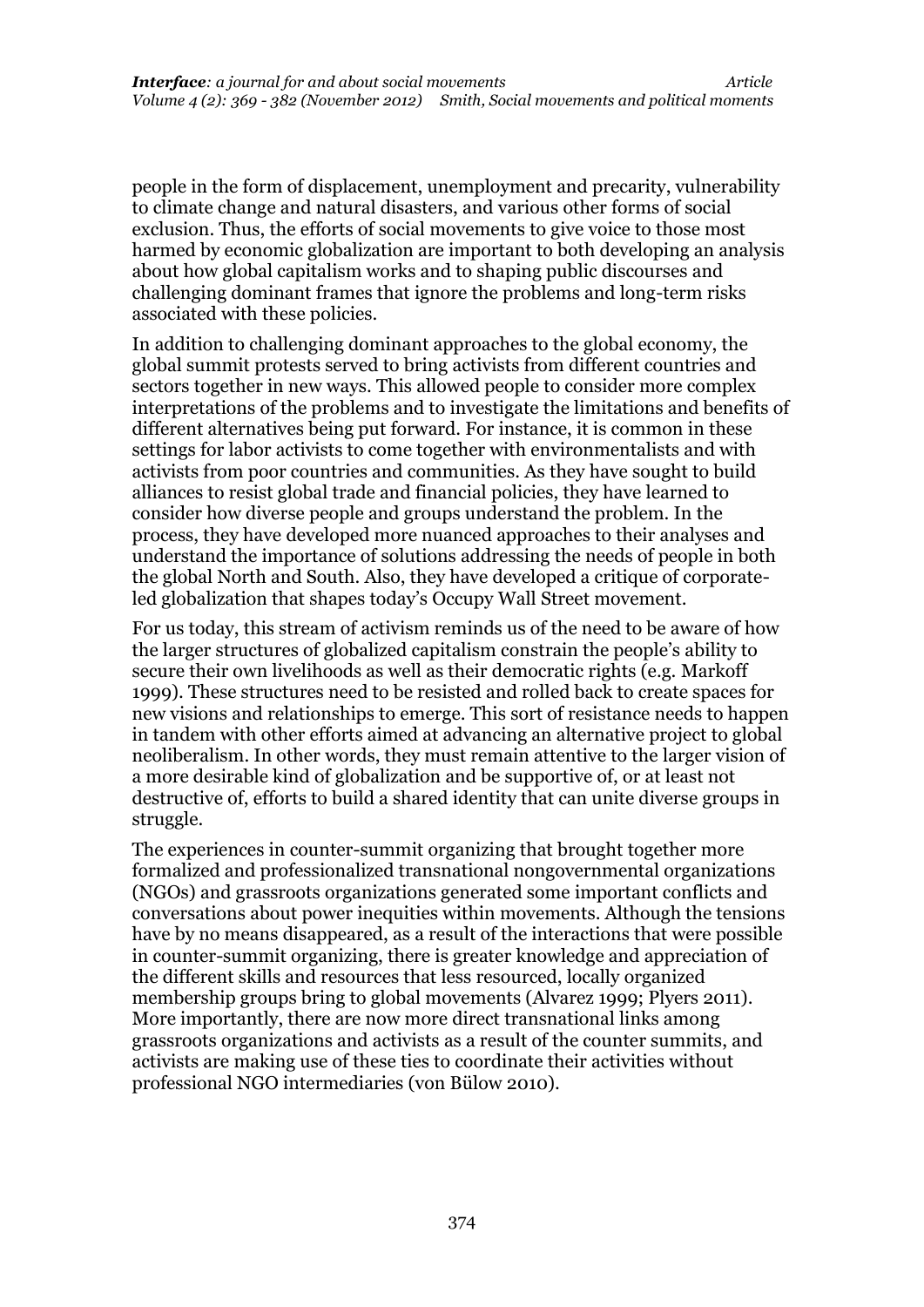people in the form of displacement, unemployment and precarity, vulnerability to climate change and natural disasters, and various other forms of social exclusion. Thus, the efforts of social movements to give voice to those most harmed by economic globalization are important to both developing an analysis about how global capitalism works and to shaping public discourses and challenging dominant frames that ignore the problems and long-term risks associated with these policies.

In addition to challenging dominant approaches to the global economy, the global summit protests served to bring activists from different countries and sectors together in new ways. This allowed people to consider more complex interpretations of the problems and to investigate the limitations and benefits of different alternatives being put forward. For instance, it is common in these settings for labor activists to come together with environmentalists and with activists from poor countries and communities. As they have sought to build alliances to resist global trade and financial policies, they have learned to consider how diverse people and groups understand the problem. In the process, they have developed more nuanced approaches to their analyses and understand the importance of solutions addressing the needs of people in both the global North and South. Also, they have developed a critique of corporate-led globalization that shapes today's Occupy Wall Street movement.

For us today, this stream of activism reminds us of the need to be aware of how the larger structures of globalized capitalism constrain the people's ability to secure their own livelihoods as well as their democratic rights (e.g. Markoff 1999). These structures need to be resisted and rolled back to create spaces for new visions and relationships to emerge. This sort of resistance needs to happen in tandem with other efforts aimed at advancing an alternative project to global neoliberalism. In other words, they must remain attentive to the larger vision of a more desirable kind of globalization and be supportive of, or at least not destructive of, efforts to build a shared identity that can unite diverse groups in struggle.

The experiences in counter-summit organizing that brought together more formalized and professionalized transnational nongovernmental organizations (NGOs) and grassroots organizations generated some important conflicts and conversations about power inequities within movements. Although the tensions have by no means disappeared, as a result of the interactions that were possible in counter-summit organizing, there is greater knowledge and appreciation of the different skills and resources that less resourced, locally organized membership groups bring to global movements (Alvarez 1999; Plyers 2011). More importantly, there are now more direct transnational links among grassroots organizations and activists as a result of the counter summits, and activists are making use of these ties to coordinate their activities without professional NGO intermediaries (von Bülow 2010).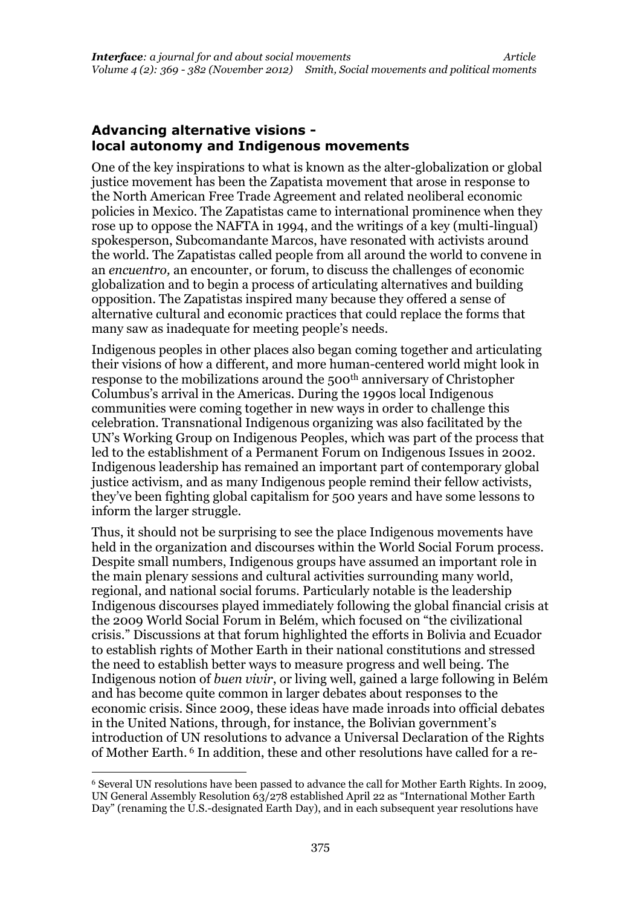## Advancing alternative visions - local autonomy and Indigenous movements

One of the key inspirations to what is known as the alter-globalization or global justice movement has been the Zapatista movement that arose in response to the North American Free Trade Agreement and related neoliberal economic policies in Mexico. The Zapatistas came to international prominence when they rose up to oppose the NAFTA in 1994, and the writings of a key (multi-lingual) spokesperson, Subcomandante Marcos, have resonated with activists around the world. The Zapatistas called people from all around the world to convene in an *encuentro,* an encounter, or forum, to discuss the challenges of economic globalization and to begin a process of articulating alternatives and building opposition. The Zapatistas inspired many because they offered a sense of alternative cultural and economic practices that could replace the forms that many saw as inadequate for meeting people's needs.

Indigenous peoples in other places also began coming together and articulating their visions of how a different, and more human-centered world might look in response to the mobilizations around the 500th anniversary of Christopher Columbus's arrival in the Americas. During the 1990s local Indigenous communities were coming together in new ways in order to challenge this celebration. Transnational Indigenous organizing was also facilitated by the UN's Working Group on Indigenous Peoples, which was part of the process that led to the establishment of a Permanent Forum on Indigenous Issues in 2002. Indigenous leadership has remained an important part of contemporary global justice activism, and as many Indigenous people remind their fellow activists, they've been fighting global capitalism for 500 years and have some lessons to inform the larger struggle.

Thus, it should not be surprising to see the place Indigenous movements have held in the organization and discourses within the World Social Forum process. Despite small numbers, Indigenous groups have assumed an important role in the main plenary sessions and cultural activities surrounding many world, regional, and national social forums. Particularly notable is the leadership Indigenous discourses played immediately following the global financial crisis at the 2009 World Social Forum in Belém, which focused on "the civilizational crisis." Discussions at that forum highlighted the efforts in Bolivia and Ecuador to establish rights of Mother Earth in their national constitutions and stressed the need to establish better ways to measure progress and well being. The Indigenous notion of *buen vivir*, or living well, gained a large following in Belém and has become quite common in larger debates about responses to the economic crisis. Since 2009, these ideas have made inroads into official debates in the United Nations, through, for instance, the Bolivian government's introduction of UN resolutions to advance a Universal Declaration of the Rights of Mother Earth. [6] In addition, these and other resolutions have called for a re-

[6] Several UN resolutions have been passed to advance the call for Mother Earth Rights. In 2009, UN General Assembly Resolution 63/278 established April 22 as "International Mother Earth Day" (renaming the U.S.-designated Earth Day), and in each subsequent year resolutions have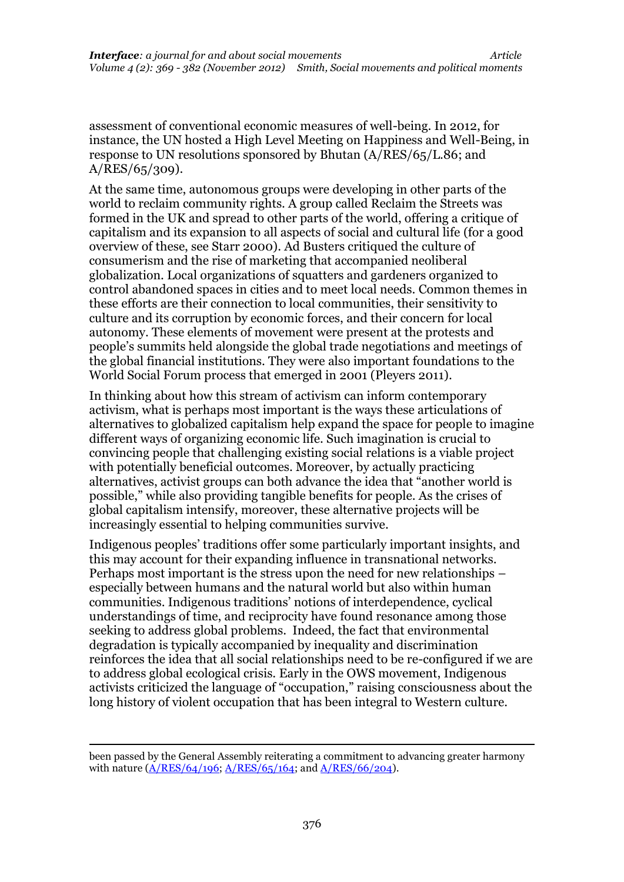assessment of conventional economic measures of well-being. In 2012, for instance, the UN hosted a High Level Meeting on Happiness and Well-Being, in response to UN resolutions sponsored by Bhutan (A/RES/65/L.86; and A/RES/65/309).

At the same time, autonomous groups were developing in other parts of the world to reclaim community rights. A group called Reclaim the Streets was formed in the UK and spread to other parts of the world, offering a critique of capitalism and its expansion to all aspects of social and cultural life (for a good overview of these, see Starr 2000). Ad Busters critiqued the culture of consumerism and the rise of marketing that accompanied neoliberal globalization. Local organizations of squatters and gardeners organized to control abandoned spaces in cities and to meet local needs. Common themes in these efforts are their connection to local communities, their sensitivity to culture and its corruption by economic forces, and their concern for local autonomy. These elements of movement were present at the protests and people's summits held alongside the global trade negotiations and meetings of the global financial institutions. They were also important foundations to the World Social Forum process that emerged in 2001 (Pleyers 2011).

In thinking about how this stream of activism can inform contemporary activism, what is perhaps most important is the ways these articulations of alternatives to globalized capitalism help expand the space for people to imagine different ways of organizing economic life. Such imagination is crucial to convincing people that challenging existing social relations is a viable project with potentially beneficial outcomes. Moreover, by actually practicing alternatives, activist groups can both advance the idea that "another world is possible," while also providing tangible benefits for people. As the crises of global capitalism intensify, moreover, these alternative projects will be increasingly essential to helping communities survive.

Indigenous peoples' traditions offer some particularly important insights, and this may account for their expanding influence in transnational networks. Perhaps most important is the stress upon the need for new relationships – especially between humans and the natural world but also within human communities. Indigenous traditions' notions of interdependence, cyclical understandings of time, and reciprocity have found resonance among those seeking to address global problems. Indeed, the fact that environmental degradation is typically accompanied by inequality and discrimination reinforces the idea that all social relationships need to be re-configured if we are to address global ecological crisis. Early in the OWS movement, Indigenous activists criticized the language of "occupation," raising consciousness about the long history of violent occupation that has been integral to Western culture.

---

been passed by the General Assembly reiterating a commitment to advancing greater harmony with nature (A/RES/64/196; A/RES/65/164; and A/RES/66/204).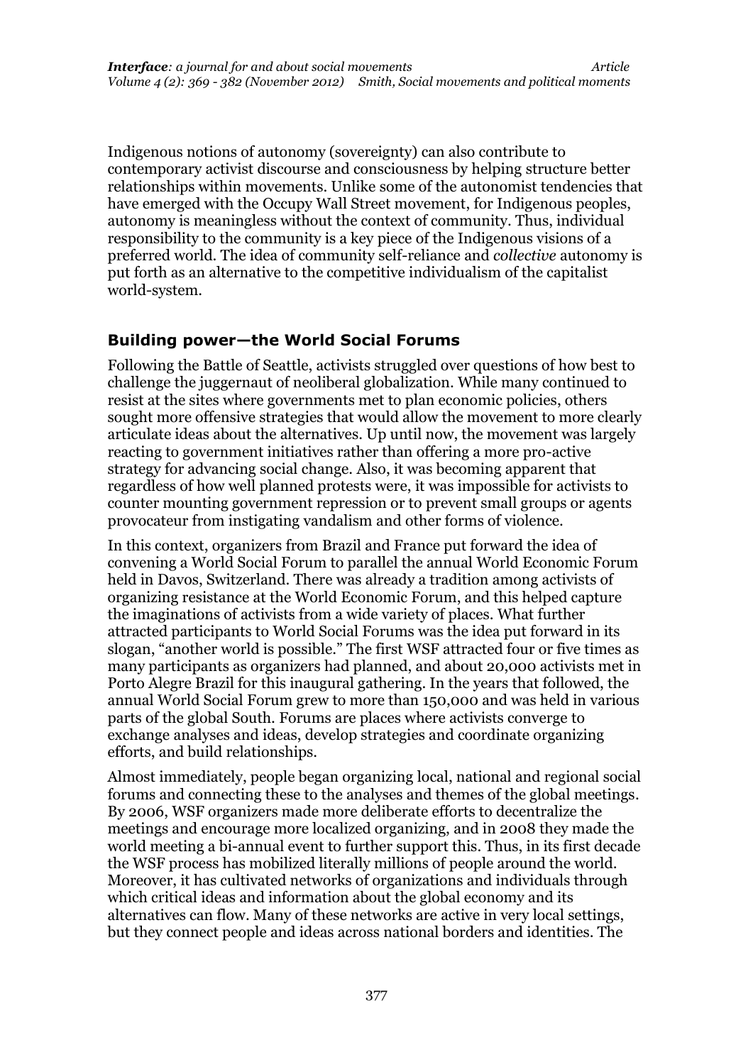Indigenous notions of autonomy (sovereignty) can also contribute to contemporary activist discourse and consciousness by helping structure better relationships within movements. Unlike some of the autonomist tendencies that have emerged with the Occupy Wall Street movement, for Indigenous peoples, autonomy is meaningless without the context of community. Thus, individual responsibility to the community is a key piece of the Indigenous visions of a preferred world. The idea of community self-reliance and *collective* autonomy is put forth as an alternative to the competitive individualism of the capitalist world-system.

## Building power—the World Social Forums

Following the Battle of Seattle, activists struggled over questions of how best to challenge the juggernaut of neoliberal globalization. While many continued to resist at the sites where governments met to plan economic policies, others sought more offensive strategies that would allow the movement to more clearly articulate ideas about the alternatives. Up until now, the movement was largely reacting to government initiatives rather than offering a more pro-active strategy for advancing social change. Also, it was becoming apparent that regardless of how well planned protests were, it was impossible for activists to counter mounting government repression or to prevent small groups or agents provocateur from instigating vandalism and other forms of violence.

In this context, organizers from Brazil and France put forward the idea of convening a World Social Forum to parallel the annual World Economic Forum held in Davos, Switzerland. There was already a tradition among activists of organizing resistance at the World Economic Forum, and this helped capture the imaginations of activists from a wide variety of places. What further attracted participants to World Social Forums was the idea put forward in its slogan, "another world is possible." The first WSF attracted four or five times as many participants as organizers had planned, and about 20,000 activists met in Porto Alegre Brazil for this inaugural gathering. In the years that followed, the annual World Social Forum grew to more than 150,000 and was held in various parts of the global South. Forums are places where activists converge to exchange analyses and ideas, develop strategies and coordinate organizing efforts, and build relationships.

Almost immediately, people began organizing local, national and regional social forums and connecting these to the analyses and themes of the global meetings. By 2006, WSF organizers made more deliberate efforts to decentralize the meetings and encourage more localized organizing, and in 2008 they made the world meeting a bi-annual event to further support this. Thus, in its first decade the WSF process has mobilized literally millions of people around the world. Moreover, it has cultivated networks of organizations and individuals through which critical ideas and information about the global economy and its alternatives can flow. Many of these networks are active in very local settings, but they connect people and ideas across national borders and identities. The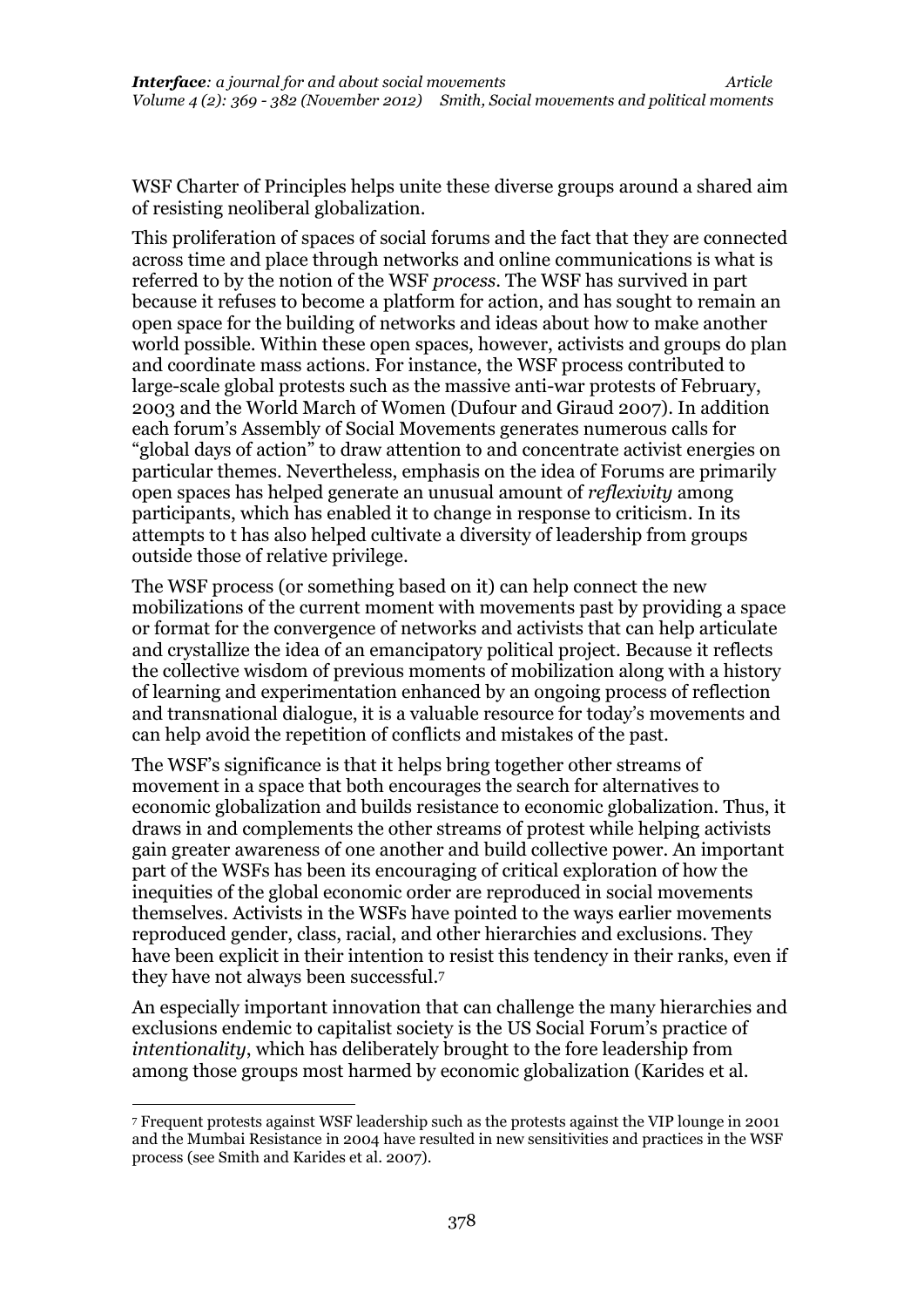WSF Charter of Principles helps unite these diverse groups around a shared aim of resisting neoliberal globalization.

This proliferation of spaces of social forums and the fact that they are connected across time and place through networks and online communications is what is referred to by the notion of the WSF *process*. The WSF has survived in part because it refuses to become a platform for action, and has sought to remain an open space for the building of networks and ideas about how to make another world possible. Within these open spaces, however, activists and groups do plan and coordinate mass actions. For instance, the WSF process contributed to large-scale global protests such as the massive anti-war protests of February, 2003 and the World March of Women (Dufour and Giraud 2007). In addition each forum's Assembly of Social Movements generates numerous calls for "global days of action" to draw attention to and concentrate activist energies on particular themes. Nevertheless, emphasis on the idea of Forums are primarily open spaces has helped generate an unusual amount of *reflexivity* among participants, which has enabled it to change in response to criticism. In its attempts to t has also helped cultivate a diversity of leadership from groups outside those of relative privilege.

The WSF process (or something based on it) can help connect the new mobilizations of the current moment with movements past by providing a space or format for the convergence of networks and activists that can help articulate and crystallize the idea of an emancipatory political project. Because it reflects the collective wisdom of previous moments of mobilization along with a history of learning and experimentation enhanced by an ongoing process of reflection and transnational dialogue, it is a valuable resource for today's movements and can help avoid the repetition of conflicts and mistakes of the past.

The WSF's significance is that it helps bring together other streams of movement in a space that both encourages the search for alternatives to economic globalization and builds resistance to economic globalization. Thus, it draws in and complements the other streams of protest while helping activists gain greater awareness of one another and build collective power. An important part of the WSFs has been its encouraging of critical exploration of how the inequities of the global economic order are reproduced in social movements themselves. Activists in the WSFs have pointed to the ways earlier movements reproduced gender, class, racial, and other hierarchies and exclusions. They have been explicit in their intention to resist this tendency in their ranks, even if they have not always been successful.[7]

An especially important innovation that can challenge the many hierarchies and exclusions endemic to capitalist society is the US Social Forum's practice of *intentionality*, which has deliberately brought to the fore leadership from among those groups most harmed by economic globalization (Karides et al.

---

[7] Frequent protests against WSF leadership such as the protests against the VIP lounge in 2001 and the Mumbai Resistance in 2004 have resulted in new sensitivities and practices in the WSF process (see Smith and Karides et al. 2007).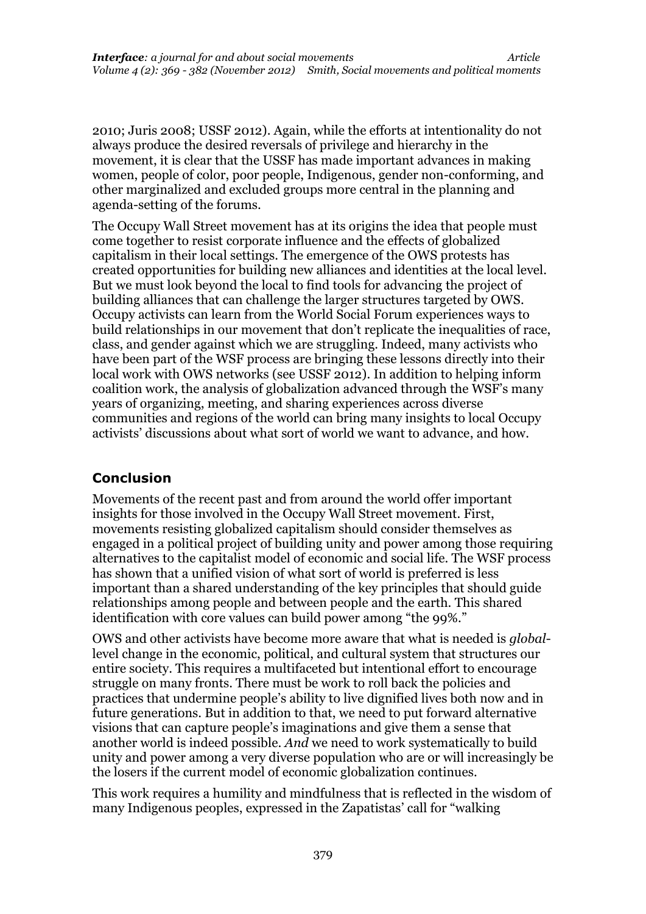2010; Juris 2008; USSF 2012). Again, while the efforts at intentionality do not always produce the desired reversals of privilege and hierarchy in the movement, it is clear that the USSF has made important advances in making women, people of color, poor people, Indigenous, gender non-conforming, and other marginalized and excluded groups more central in the planning and agenda-setting of the forums.

The Occupy Wall Street movement has at its origins the idea that people must come together to resist corporate influence and the effects of globalized capitalism in their local settings. The emergence of the OWS protests has created opportunities for building new alliances and identities at the local level. But we must look beyond the local to find tools for advancing the project of building alliances that can challenge the larger structures targeted by OWS. Occupy activists can learn from the World Social Forum experiences ways to build relationships in our movement that don't replicate the inequalities of race, class, and gender against which we are struggling. Indeed, many activists who have been part of the WSF process are bringing these lessons directly into their local work with OWS networks (see USSF 2012). In addition to helping inform coalition work, the analysis of globalization advanced through the WSF's many years of organizing, meeting, and sharing experiences across diverse communities and regions of the world can bring many insights to local Occupy activists' discussions about what sort of world we want to advance, and how.

## Conclusion

Movements of the recent past and from around the world offer important insights for those involved in the Occupy Wall Street movement. First, movements resisting globalized capitalism should consider themselves as engaged in a political project of building unity and power among those requiring alternatives to the capitalist model of economic and social life. The WSF process has shown that a unified vision of what sort of world is preferred is less important than a shared understanding of the key principles that should guide relationships among people and between people and the earth. This shared identification with core values can build power among "the 99%."

OWS and other activists have become more aware that what is needed is *global*-level change in the economic, political, and cultural system that structures our entire society. This requires a multifaceted but intentional effort to encourage struggle on many fronts. There must be work to roll back the policies and practices that undermine people's ability to live dignified lives both now and in future generations. But in addition to that, we need to put forward alternative visions that can capture people's imaginations and give them a sense that another world is indeed possible. *And* we need to work systematically to build unity and power among a very diverse population who are or will increasingly be the losers if the current model of economic globalization continues.

This work requires a humility and mindfulness that is reflected in the wisdom of many Indigenous peoples, expressed in the Zapatistas' call for "walking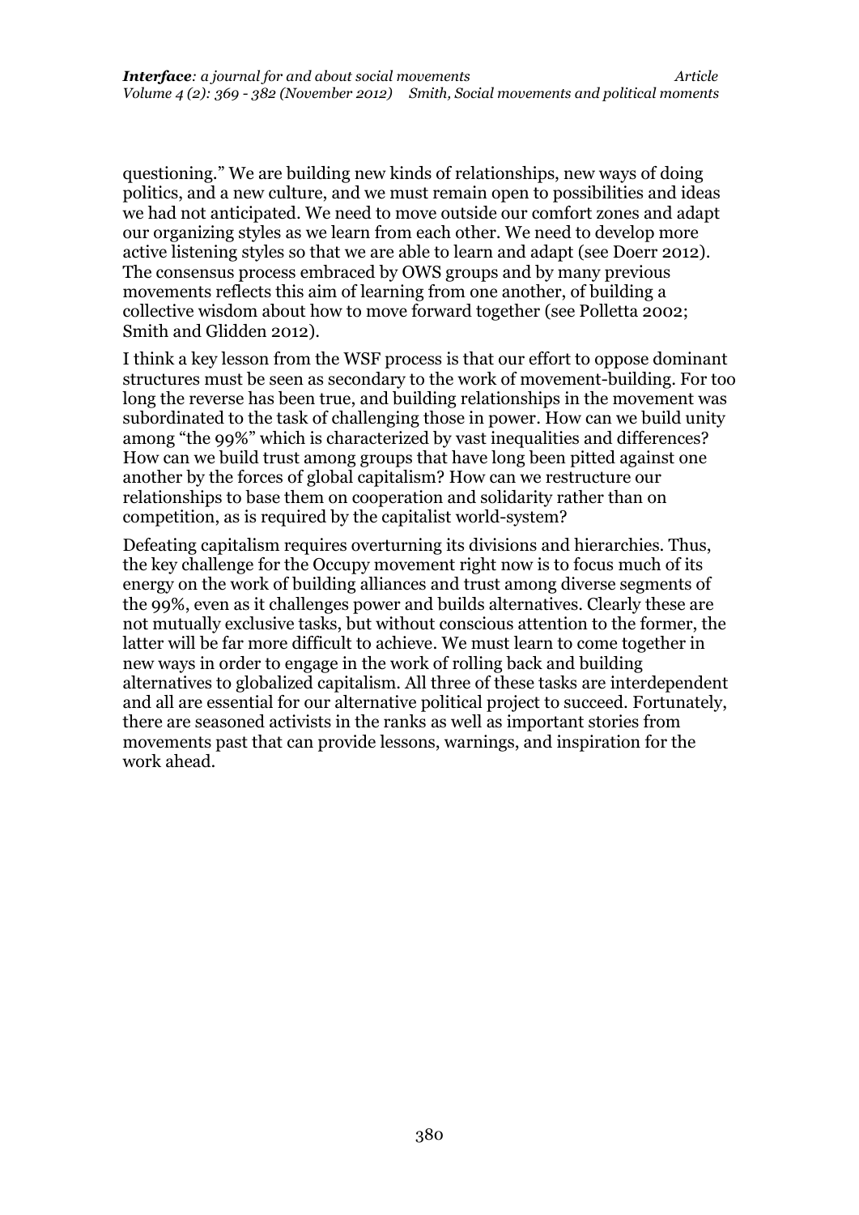questioning." We are building new kinds of relationships, new ways of doing politics, and a new culture, and we must remain open to possibilities and ideas we had not anticipated. We need to move outside our comfort zones and adapt our organizing styles as we learn from each other. We need to develop more active listening styles so that we are able to learn and adapt (see Doerr 2012). The consensus process embraced by OWS groups and by many previous movements reflects this aim of learning from one another, of building a collective wisdom about how to move forward together (see Polletta 2002; Smith and Glidden 2012).

I think a key lesson from the WSF process is that our effort to oppose dominant structures must be seen as secondary to the work of movement-building. For too long the reverse has been true, and building relationships in the movement was subordinated to the task of challenging those in power. How can we build unity among "the 99%" which is characterized by vast inequalities and differences? How can we build trust among groups that have long been pitted against one another by the forces of global capitalism? How can we restructure our relationships to base them on cooperation and solidarity rather than on competition, as is required by the capitalist world-system?

Defeating capitalism requires overturning its divisions and hierarchies. Thus, the key challenge for the Occupy movement right now is to focus much of its energy on the work of building alliances and trust among diverse segments of the 99%, even as it challenges power and builds alternatives. Clearly these are not mutually exclusive tasks, but without conscious attention to the former, the latter will be far more difficult to achieve. We must learn to come together in new ways in order to engage in the work of rolling back and building alternatives to globalized capitalism. All three of these tasks are interdependent and all are essential for our alternative political project to succeed. Fortunately, there are seasoned activists in the ranks as well as important stories from movements past that can provide lessons, warnings, and inspiration for the work ahead.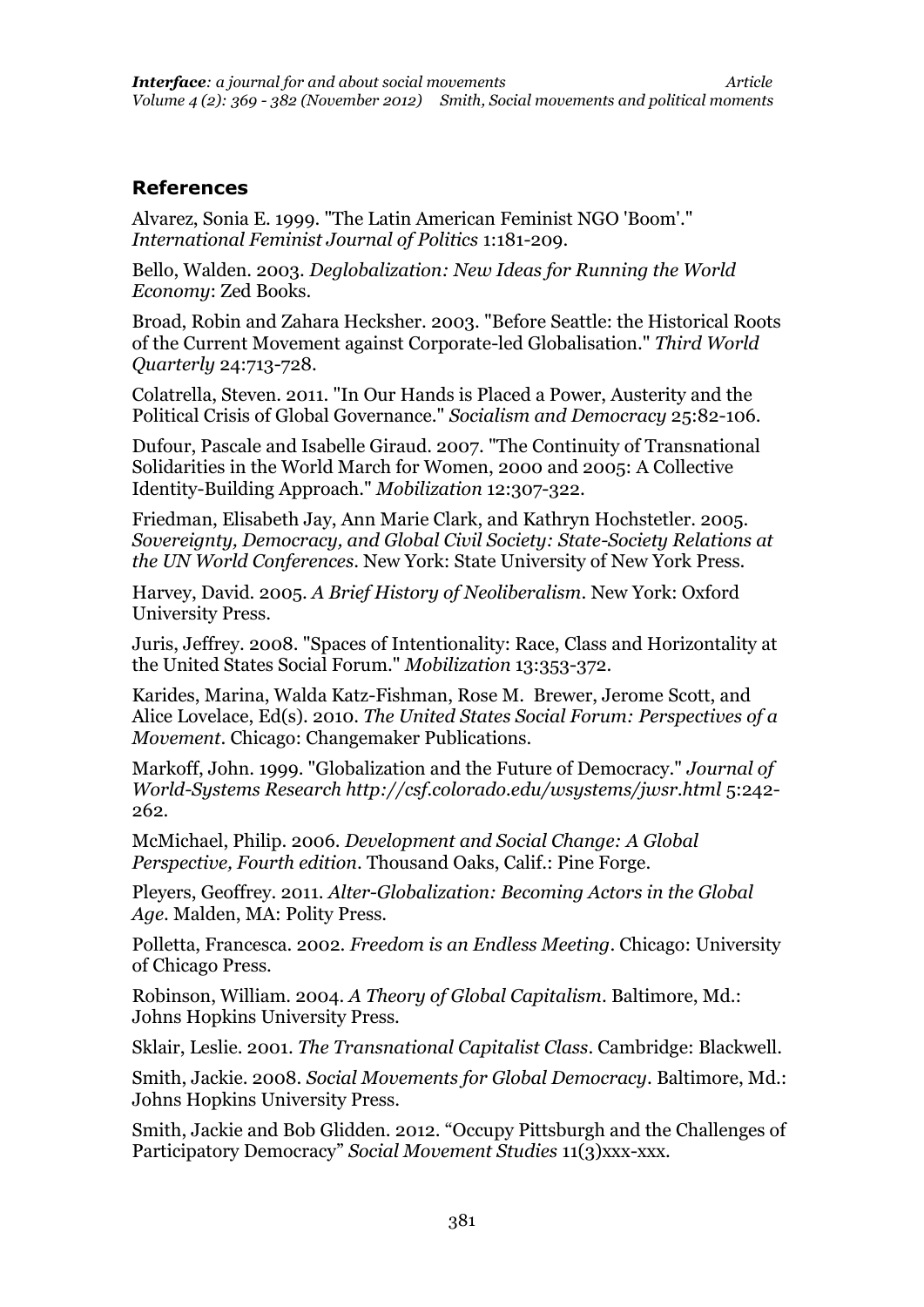## References

Alvarez, Sonia E. 1999. "The Latin American Feminist NGO 'Boom'." *International Feminist Journal of Politics* 1:181-209.

Bello, Walden. 2003. *Deglobalization: New Ideas for Running the World Economy*: Zed Books.

Broad, Robin and Zahara Hecksher. 2003. "Before Seattle: the Historical Roots of the Current Movement against Corporate-led Globalisation." *Third World Quarterly* 24:713-728.

Colatrella, Steven. 2011. "In Our Hands is Placed a Power, Austerity and the Political Crisis of Global Governance." *Socialism and Democracy* 25:82-106.

Dufour, Pascale and Isabelle Giraud. 2007. "The Continuity of Transnational Solidarities in the World March for Women, 2000 and 2005: A Collective Identity-Building Approach." *Mobilization* 12:307-322.

Friedman, Elisabeth Jay, Ann Marie Clark, and Kathryn Hochstetler. 2005. *Sovereignty, Democracy, and Global Civil Society: State-Society Relations at the UN World Conferences*. New York: State University of New York Press.

Harvey, David. 2005. *A Brief History of Neoliberalism*. New York: Oxford University Press.

Juris, Jeffrey. 2008. "Spaces of Intentionality: Race, Class and Horizontality at the United States Social Forum." *Mobilization* 13:353-372.

Karides, Marina, Walda Katz-Fishman, Rose M. Brewer, Jerome Scott, and Alice Lovelace, Ed(s). 2010. *The United States Social Forum: Perspectives of a Movement*. Chicago: Changemaker Publications.

Markoff, John. 1999. "Globalization and the Future of Democracy." *Journal of World-Systems Research http://csf.colorado.edu/wsystems/jwsr.html* 5:242-262.

McMichael, Philip. 2006. *Development and Social Change: A Global Perspective, Fourth edition*. Thousand Oaks, Calif.: Pine Forge.

Pleyers, Geoffrey. 2011. *Alter-Globalization: Becoming Actors in the Global Age*. Malden, MA: Polity Press.

Polletta, Francesca. 2002. *Freedom is an Endless Meeting*. Chicago: University of Chicago Press.

Robinson, William. 2004. *A Theory of Global Capitalism*. Baltimore, Md.: Johns Hopkins University Press.

Sklair, Leslie. 2001. *The Transnational Capitalist Class*. Cambridge: Blackwell.

Smith, Jackie. 2008. *Social Movements for Global Democracy*. Baltimore, Md.: Johns Hopkins University Press.

Smith, Jackie and Bob Glidden. 2012. "Occupy Pittsburgh and the Challenges of Participatory Democracy" *Social Movement Studies* 11(3)xxx-xxx.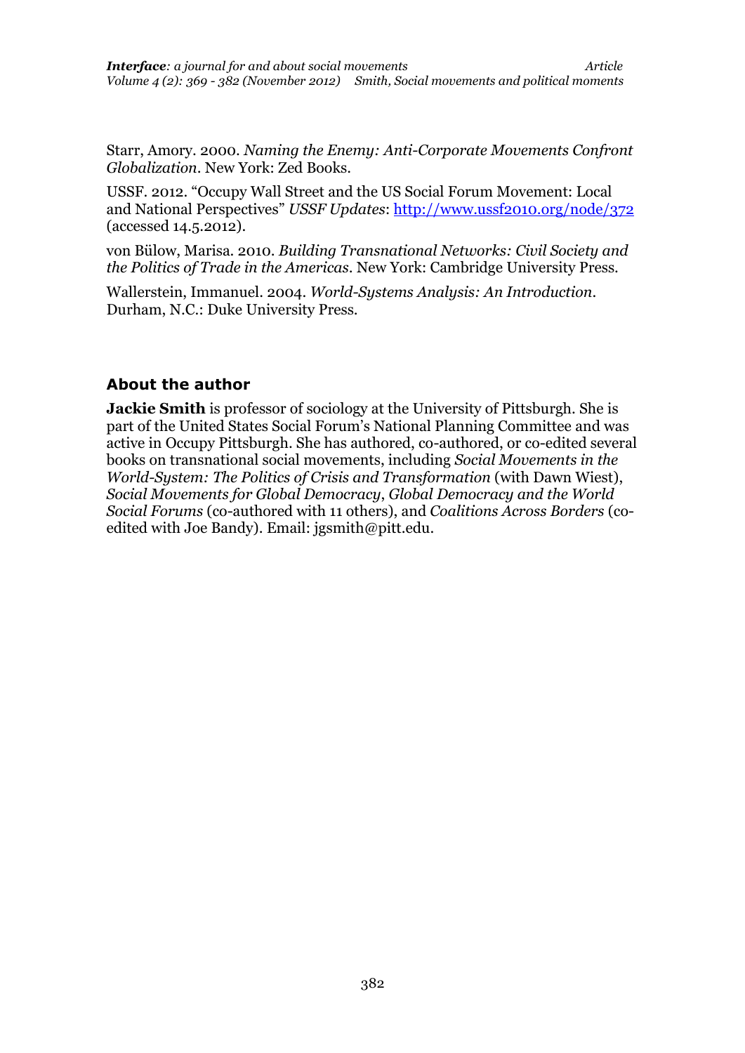Starr, Amory. 2000. *Naming the Enemy: Anti-Corporate Movements Confront Globalization*. New York: Zed Books.

USSF. 2012. "Occupy Wall Street and the US Social Forum Movement: Local and National Perspectives" *USSF Updates*: http://www.ussf2010.org/node/372 (accessed 14.5.2012).

von Bülow, Marisa. 2010. *Building Transnational Networks: Civil Society and the Politics of Trade in the Americas*. New York: Cambridge University Press.

Wallerstein, Immanuel. 2004. *World-Systems Analysis: An Introduction*. Durham, N.C.: Duke University Press.

## About the author

**Jackie Smith** is professor of sociology at the University of Pittsburgh. She is part of the United States Social Forum's National Planning Committee and was active in Occupy Pittsburgh. She has authored, co-authored, or co-edited several books on transnational social movements, including *Social Movements in the World-System: The Politics of Crisis and Transformation* (with Dawn Wiest), *Social Movements for Global Democracy*, *Global Democracy and the World Social Forums* (co-authored with 11 others), and *Coalitions Across Borders* (co-edited with Joe Bandy). Email: jgsmith@pitt.edu.